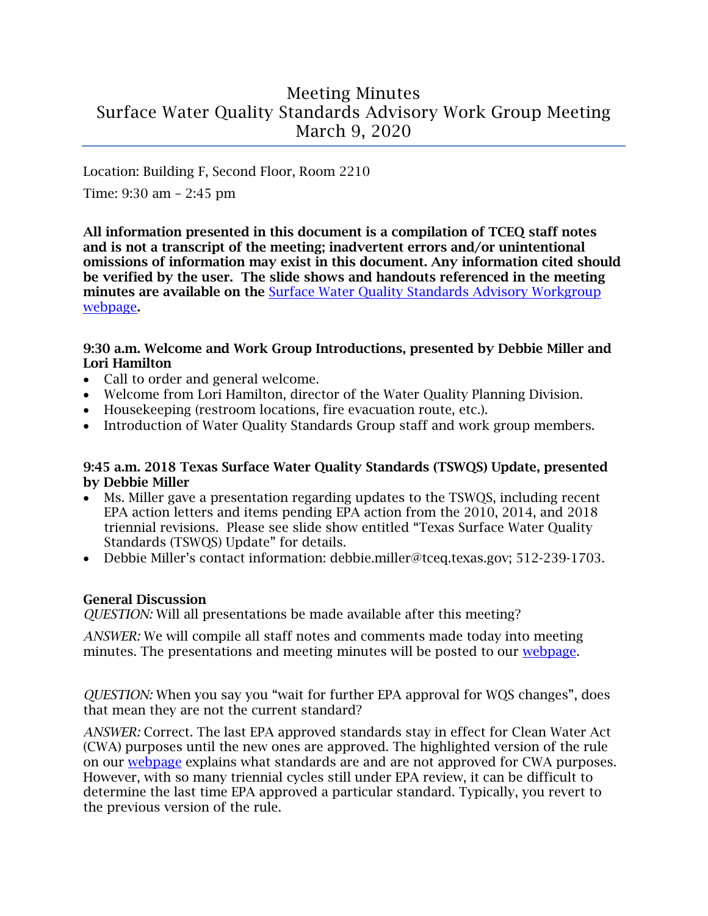# Meeting Minutes
# Surface Water Quality Standards Advisory Work Group Meeting
# March 9, 2020

Location: Building F, Second Floor, Room 2210

Time: 9:30 am – 2:45 pm

**All information presented in this document is a compilation of TCEQ staff notes and is not a transcript of the meeting; inadvertent errors and/or unintentional omissions of information may exist in this document. Any information cited should be verified by the user. The slide shows and handouts referenced in the meeting minutes are available on the [Surface Water Quality Standards Advisory Workgroup webpage](#).**

### 9:30 a.m. Welcome and Work Group Introductions, presented by Debbie Miller and Lori Hamilton

- Call to order and general welcome.
- Welcome from Lori Hamilton, director of the Water Quality Planning Division.
- Housekeeping (restroom locations, fire evacuation route, etc.).
- Introduction of Water Quality Standards Group staff and work group members.

### 9:45 a.m. 2018 Texas Surface Water Quality Standards (TSWQS) Update, presented by Debbie Miller

- Ms. Miller gave a presentation regarding updates to the TSWQS, including recent EPA action letters and items pending EPA action from the 2010, 2014, and 2018 triennial revisions. Please see slide show entitled "Texas Surface Water Quality Standards (TSWQS) Update" for details.
- Debbie Miller's contact information: debbie.miller@tceq.texas.gov; 512-239-1703.

### General Discussion

*QUESTION:* Will all presentations be made available after this meeting?

*ANSWER:* We will compile all staff notes and comments made today into meeting minutes. The presentations and meeting minutes will be posted to our [webpage](#).

*QUESTION:* When you say you "wait for further EPA approval for WQS changes", does that mean they are not the current standard?

*ANSWER:* Correct. The last EPA approved standards stay in effect for Clean Water Act (CWA) purposes until the new ones are approved. The highlighted version of the rule on our [webpage](#) explains what standards are and are not approved for CWA purposes. However, with so many triennial cycles still under EPA review, it can be difficult to determine the last time EPA approved a particular standard. Typically, you revert to the previous version of the rule.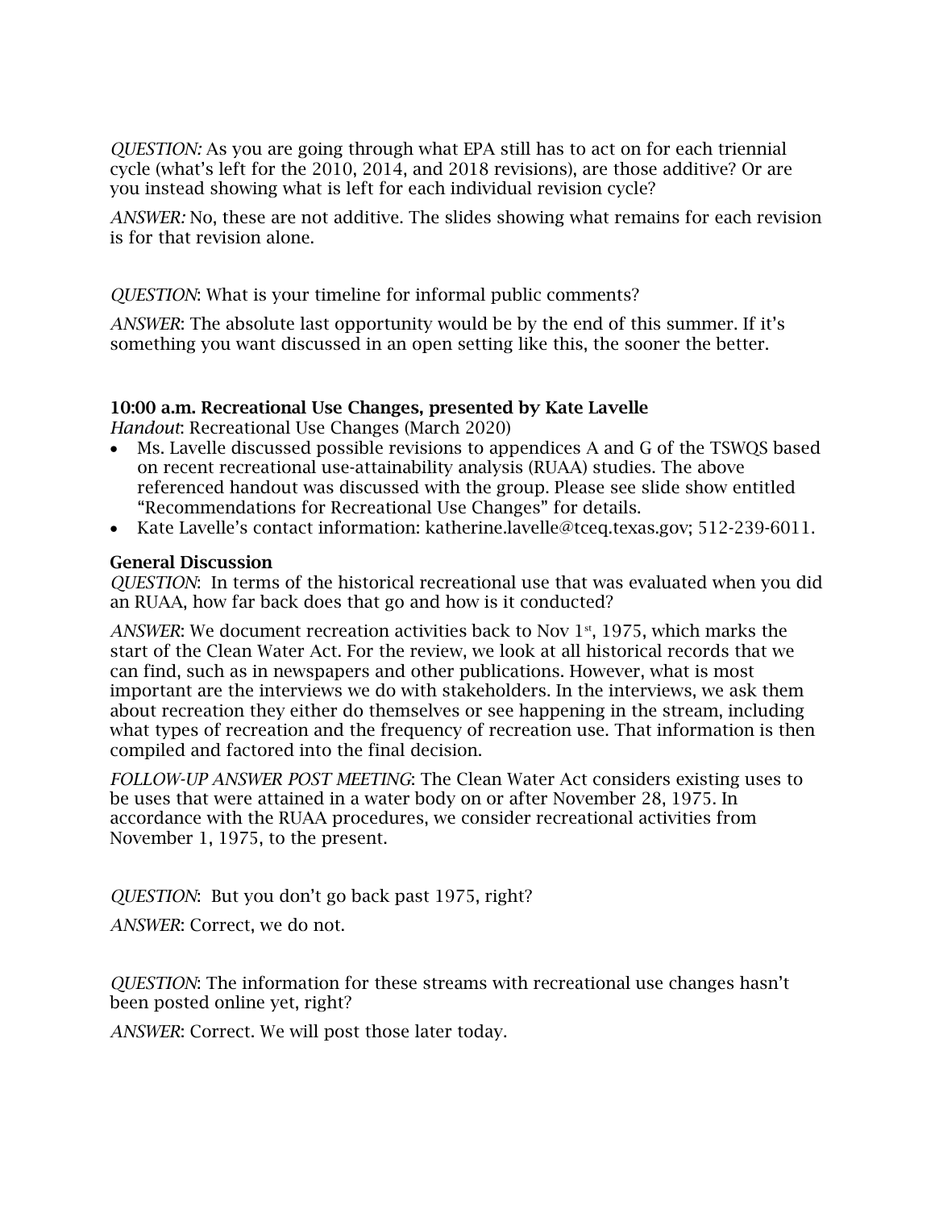*QUESTION:* As you are going through what EPA still has to act on for each triennial cycle (what's left for the 2010, 2014, and 2018 revisions), are those additive? Or are you instead showing what is left for each individual revision cycle?

*ANSWER:* No, these are not additive. The slides showing what remains for each revision is for that revision alone.

*QUESTION*: What is your timeline for informal public comments?

*ANSWER*: The absolute last opportunity would be by the end of this summer. If it's something you want discussed in an open setting like this, the sooner the better.

**10:00 a.m. Recreational Use Changes, presented by Kate Lavelle**

*Handout*: Recreational Use Changes (March 2020)

- Ms. Lavelle discussed possible revisions to appendices A and G of the TSWQS based on recent recreational use-attainability analysis (RUAA) studies. The above referenced handout was discussed with the group. Please see slide show entitled "Recommendations for Recreational Use Changes" for details.
- Kate Lavelle's contact information: katherine.lavelle@tceq.texas.gov; 512-239-6011.

**General Discussion**

*QUESTION*: In terms of the historical recreational use that was evaluated when you did an RUAA, how far back does that go and how is it conducted?

*ANSWER*: We document recreation activities back to Nov 1st, 1975, which marks the start of the Clean Water Act. For the review, we look at all historical records that we can find, such as in newspapers and other publications. However, what is most important are the interviews we do with stakeholders. In the interviews, we ask them about recreation they either do themselves or see happening in the stream, including what types of recreation and the frequency of recreation use. That information is then compiled and factored into the final decision.

*FOLLOW-UP ANSWER POST MEETING*: The Clean Water Act considers existing uses to be uses that were attained in a water body on or after November 28, 1975. In accordance with the RUAA procedures, we consider recreational activities from November 1, 1975, to the present.

*QUESTION*: But you don't go back past 1975, right?

*ANSWER*: Correct, we do not.

*QUESTION*: The information for these streams with recreational use changes hasn't been posted online yet, right?

*ANSWER*: Correct. We will post those later today.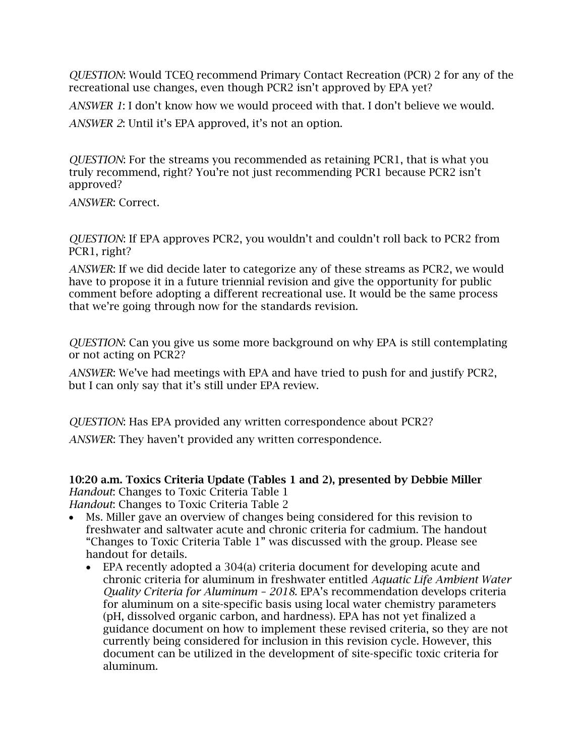*QUESTION*: Would TCEQ recommend Primary Contact Recreation (PCR) 2 for any of the recreational use changes, even though PCR2 isn't approved by EPA yet?

*ANSWER 1*: I don't know how we would proceed with that. I don't believe we would.

*ANSWER 2*: Until it's EPA approved, it's not an option.

*QUESTION*: For the streams you recommended as retaining PCR1, that is what you truly recommend, right? You're not just recommending PCR1 because PCR2 isn't approved?

*ANSWER*: Correct.

*QUESTION*: If EPA approves PCR2, you wouldn't and couldn't roll back to PCR2 from PCR1, right?

*ANSWER*: If we did decide later to categorize any of these streams as PCR2, we would have to propose it in a future triennial revision and give the opportunity for public comment before adopting a different recreational use. It would be the same process that we're going through now for the standards revision.

*QUESTION*: Can you give us some more background on why EPA is still contemplating or not acting on PCR2?

*ANSWER*: We've had meetings with EPA and have tried to push for and justify PCR2, but I can only say that it's still under EPA review.

*QUESTION*: Has EPA provided any written correspondence about PCR2?

*ANSWER*: They haven't provided any written correspondence.

**10:20 a.m. Toxics Criteria Update (Tables 1 and 2), presented by Debbie Miller**
*Handout*: Changes to Toxic Criteria Table 1
*Handout*: Changes to Toxic Criteria Table 2

- Ms. Miller gave an overview of changes being considered for this revision to freshwater and saltwater acute and chronic criteria for cadmium. The handout "Changes to Toxic Criteria Table 1" was discussed with the group. Please see handout for details.
  - EPA recently adopted a 304(a) criteria document for developing acute and chronic criteria for aluminum in freshwater entitled *Aquatic Life Ambient Water Quality Criteria for Aluminum – 2018.* EPA's recommendation develops criteria for aluminum on a site-specific basis using local water chemistry parameters (pH, dissolved organic carbon, and hardness). EPA has not yet finalized a guidance document on how to implement these revised criteria, so they are not currently being considered for inclusion in this revision cycle. However, this document can be utilized in the development of site-specific toxic criteria for aluminum.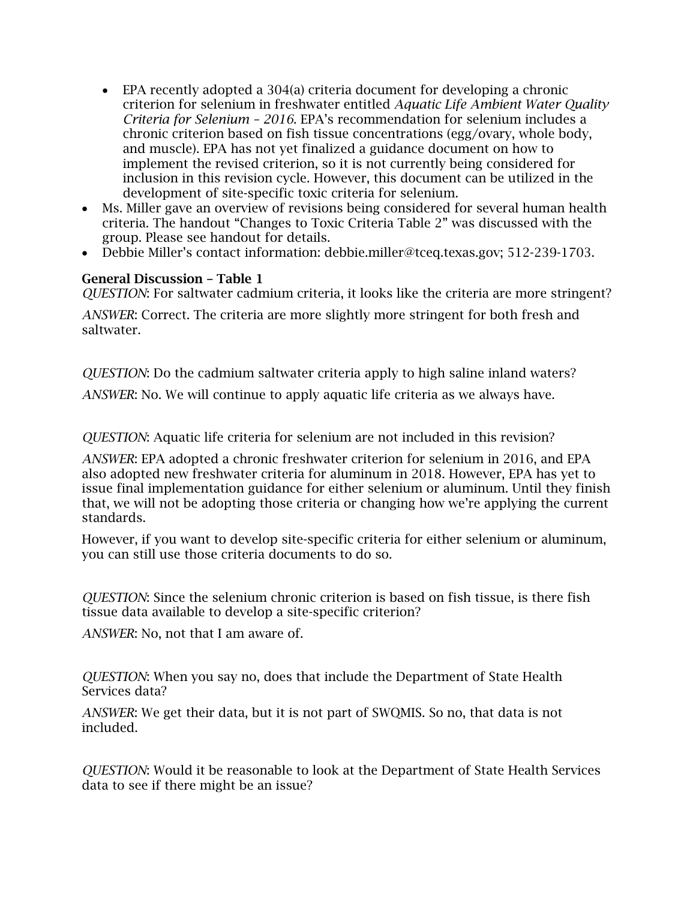- EPA recently adopted a 304(a) criteria document for developing a chronic criterion for selenium in freshwater entitled *Aquatic Life Ambient Water Quality Criteria for Selenium – 2016*. EPA's recommendation for selenium includes a chronic criterion based on fish tissue concentrations (egg/ovary, whole body, and muscle). EPA has not yet finalized a guidance document on how to implement the revised criterion, so it is not currently being considered for inclusion in this revision cycle. However, this document can be utilized in the development of site-specific toxic criteria for selenium.
- Ms. Miller gave an overview of revisions being considered for several human health criteria. The handout "Changes to Toxic Criteria Table 2" was discussed with the group. Please see handout for details.
- Debbie Miller's contact information: debbie.miller@tceq.texas.gov; 512-239-1703.

**General Discussion – Table 1**

*QUESTION*: For saltwater cadmium criteria, it looks like the criteria are more stringent?

*ANSWER*: Correct. The criteria are more slightly more stringent for both fresh and saltwater.

*QUESTION*: Do the cadmium saltwater criteria apply to high saline inland waters?

*ANSWER*: No. We will continue to apply aquatic life criteria as we always have.

*QUESTION*: Aquatic life criteria for selenium are not included in this revision?

*ANSWER*: EPA adopted a chronic freshwater criterion for selenium in 2016, and EPA also adopted new freshwater criteria for aluminum in 2018. However, EPA has yet to issue final implementation guidance for either selenium or aluminum. Until they finish that, we will not be adopting those criteria or changing how we're applying the current standards.

However, if you want to develop site-specific criteria for either selenium or aluminum, you can still use those criteria documents to do so.

*QUESTION*: Since the selenium chronic criterion is based on fish tissue, is there fish tissue data available to develop a site-specific criterion?

*ANSWER*: No, not that I am aware of.

*QUESTION*: When you say no, does that include the Department of State Health Services data?

*ANSWER*: We get their data, but it is not part of SWQMIS. So no, that data is not included.

*QUESTION*: Would it be reasonable to look at the Department of State Health Services data to see if there might be an issue?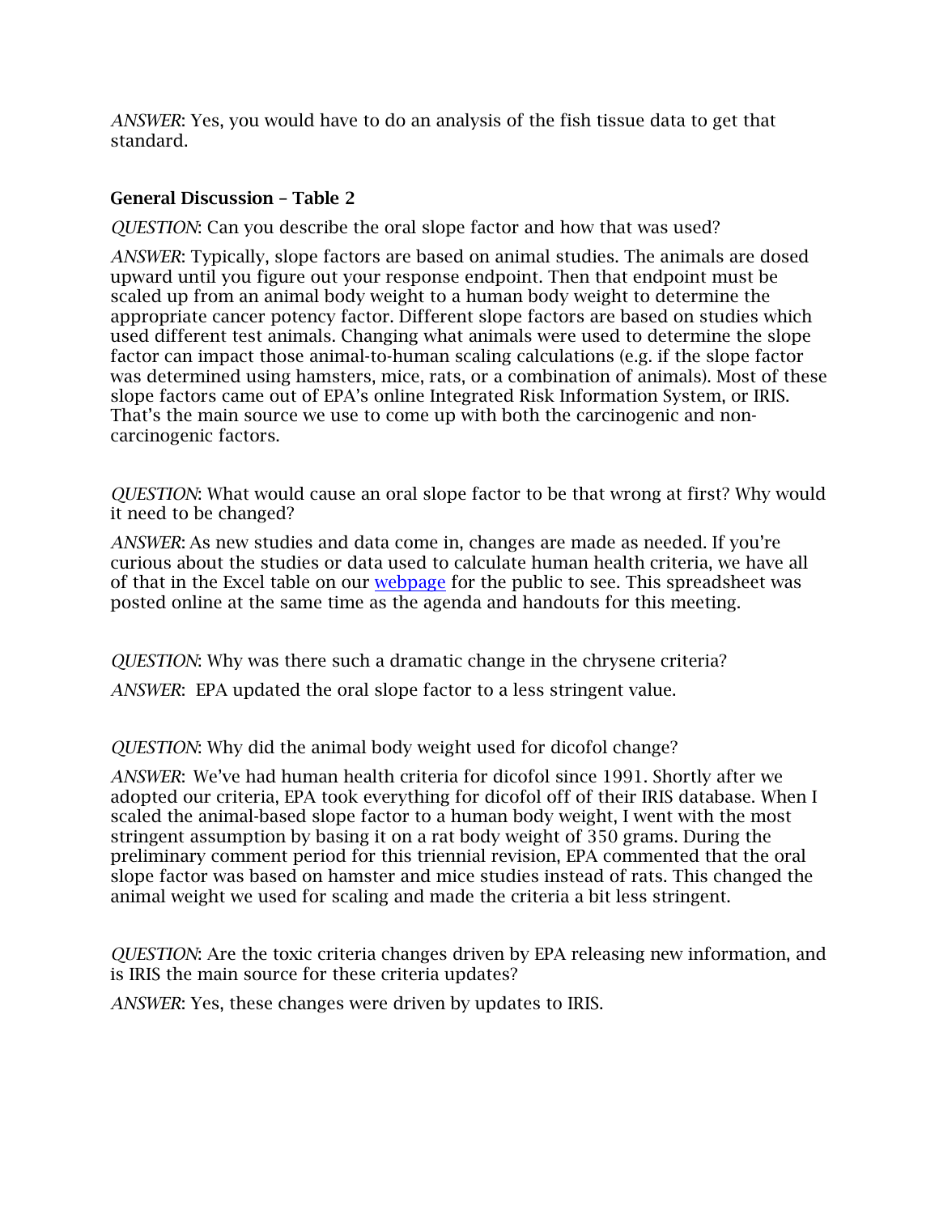*ANSWER*: Yes, you would have to do an analysis of the fish tissue data to get that standard.

**General Discussion – Table 2**

*QUESTION*: Can you describe the oral slope factor and how that was used?

*ANSWER*: Typically, slope factors are based on animal studies. The animals are dosed upward until you figure out your response endpoint. Then that endpoint must be scaled up from an animal body weight to a human body weight to determine the appropriate cancer potency factor. Different slope factors are based on studies which used different test animals. Changing what animals were used to determine the slope factor can impact those animal-to-human scaling calculations (e.g. if the slope factor was determined using hamsters, mice, rats, or a combination of animals). Most of these slope factors came out of EPA's online Integrated Risk Information System, or IRIS. That's the main source we use to come up with both the carcinogenic and non-carcinogenic factors.

*QUESTION*: What would cause an oral slope factor to be that wrong at first? Why would it need to be changed?

*ANSWER*: As new studies and data come in, changes are made as needed. If you're curious about the studies or data used to calculate human health criteria, we have all of that in the Excel table on our webpage for the public to see. This spreadsheet was posted online at the same time as the agenda and handouts for this meeting.

*QUESTION*: Why was there such a dramatic change in the chrysene criteria?

*ANSWER*: EPA updated the oral slope factor to a less stringent value.

*QUESTION*: Why did the animal body weight used for dicofol change?

*ANSWER*: We've had human health criteria for dicofol since 1991. Shortly after we adopted our criteria, EPA took everything for dicofol off of their IRIS database. When I scaled the animal-based slope factor to a human body weight, I went with the most stringent assumption by basing it on a rat body weight of 350 grams. During the preliminary comment period for this triennial revision, EPA commented that the oral slope factor was based on hamster and mice studies instead of rats. This changed the animal weight we used for scaling and made the criteria a bit less stringent.

*QUESTION*: Are the toxic criteria changes driven by EPA releasing new information, and is IRIS the main source for these criteria updates?

*ANSWER*: Yes, these changes were driven by updates to IRIS.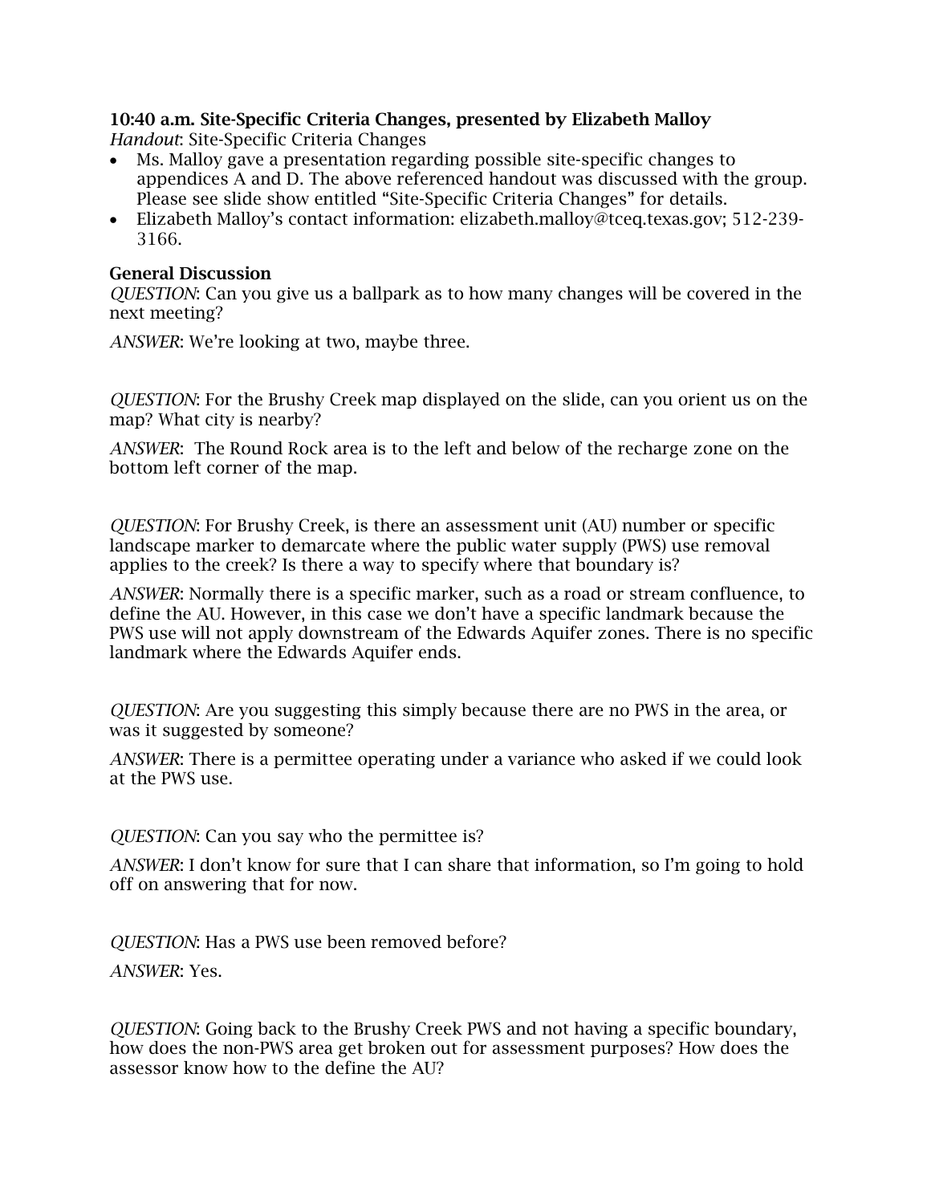**10:40 a.m. Site-Specific Criteria Changes, presented by Elizabeth Malloy**

*Handout*: Site-Specific Criteria Changes

- Ms. Malloy gave a presentation regarding possible site-specific changes to appendices A and D. The above referenced handout was discussed with the group. Please see slide show entitled "Site-Specific Criteria Changes" for details.
- Elizabeth Malloy's contact information: elizabeth.malloy@tceq.texas.gov; 512-239-3166.

**General Discussion**

*QUESTION*: Can you give us a ballpark as to how many changes will be covered in the next meeting?

*ANSWER*: We're looking at two, maybe three.

*QUESTION*: For the Brushy Creek map displayed on the slide, can you orient us on the map? What city is nearby?

*ANSWER*: The Round Rock area is to the left and below of the recharge zone on the bottom left corner of the map.

*QUESTION*: For Brushy Creek, is there an assessment unit (AU) number or specific landscape marker to demarcate where the public water supply (PWS) use removal applies to the creek? Is there a way to specify where that boundary is?

*ANSWER*: Normally there is a specific marker, such as a road or stream confluence, to define the AU. However, in this case we don't have a specific landmark because the PWS use will not apply downstream of the Edwards Aquifer zones. There is no specific landmark where the Edwards Aquifer ends.

*QUESTION*: Are you suggesting this simply because there are no PWS in the area, or was it suggested by someone?

*ANSWER*: There is a permittee operating under a variance who asked if we could look at the PWS use.

*QUESTION*: Can you say who the permittee is?

*ANSWER*: I don't know for sure that I can share that information, so I'm going to hold off on answering that for now.

*QUESTION*: Has a PWS use been removed before?

*ANSWER*: Yes.

*QUESTION*: Going back to the Brushy Creek PWS and not having a specific boundary, how does the non-PWS area get broken out for assessment purposes? How does the assessor know how to the define the AU?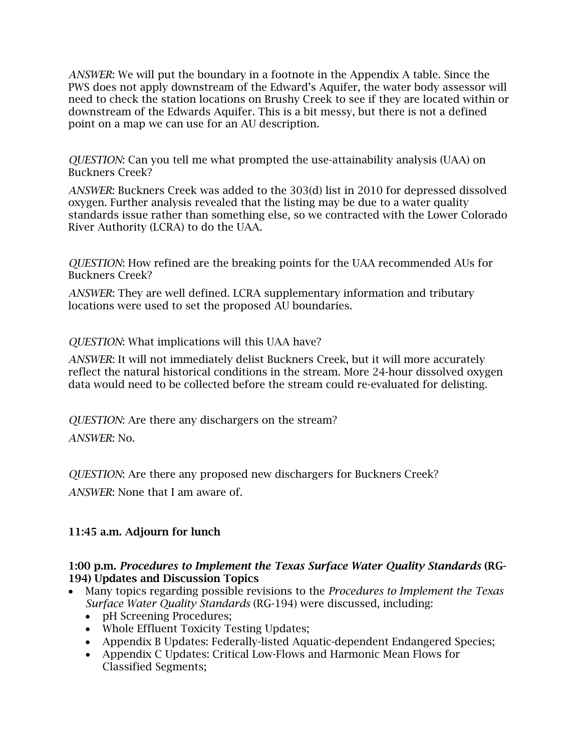*ANSWER*: We will put the boundary in a footnote in the Appendix A table. Since the PWS does not apply downstream of the Edward's Aquifer, the water body assessor will need to check the station locations on Brushy Creek to see if they are located within or downstream of the Edwards Aquifer. This is a bit messy, but there is not a defined point on a map we can use for an AU description.

*QUESTION*: Can you tell me what prompted the use-attainability analysis (UAA) on Buckners Creek?

*ANSWER*: Buckners Creek was added to the 303(d) list in 2010 for depressed dissolved oxygen. Further analysis revealed that the listing may be due to a water quality standards issue rather than something else, so we contracted with the Lower Colorado River Authority (LCRA) to do the UAA.

*QUESTION*: How refined are the breaking points for the UAA recommended AUs for Buckners Creek?

*ANSWER*: They are well defined. LCRA supplementary information and tributary locations were used to set the proposed AU boundaries.

*QUESTION*: What implications will this UAA have?

*ANSWER*: It will not immediately delist Buckners Creek, but it will more accurately reflect the natural historical conditions in the stream. More 24-hour dissolved oxygen data would need to be collected before the stream could re-evaluated for delisting.

*QUESTION*: Are there any dischargers on the stream?

*ANSWER*: No.

*QUESTION*: Are there any proposed new dischargers for Buckners Creek?

*ANSWER*: None that I am aware of.

**11:45 a.m. Adjourn for lunch**

**1:00 p.m. *Procedures to Implement the Texas Surface Water Quality Standards* (RG-194) Updates and Discussion Topics**

- Many topics regarding possible revisions to the *Procedures to Implement the Texas Surface Water Quality Standards* (RG-194) were discussed, including:
  - pH Screening Procedures;
  - Whole Effluent Toxicity Testing Updates;
  - Appendix B Updates: Federally-listed Aquatic-dependent Endangered Species;
  - Appendix C Updates: Critical Low-Flows and Harmonic Mean Flows for Classified Segments;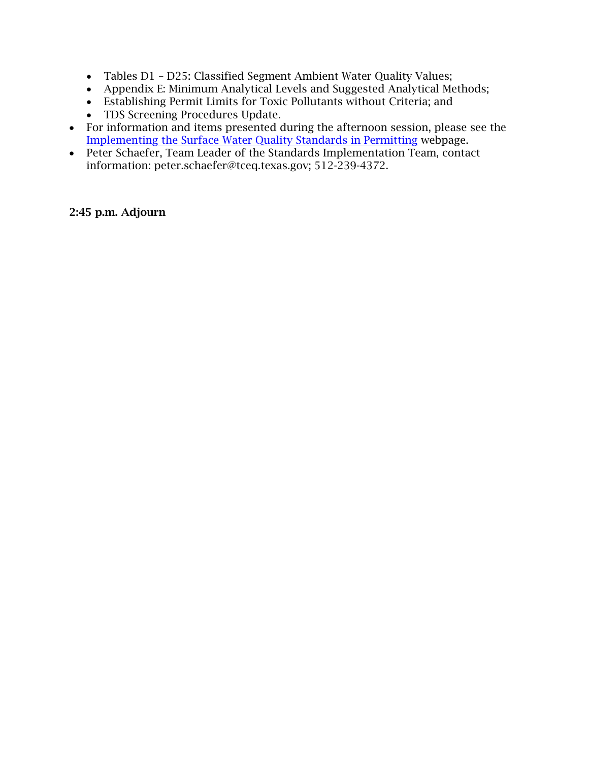- Tables D1 – D25: Classified Segment Ambient Water Quality Values;
    - Appendix E: Minimum Analytical Levels and Suggested Analytical Methods;
    - Establishing Permit Limits for Toxic Pollutants without Criteria; and
    - TDS Screening Procedures Update.
- For information and items presented during the afternoon session, please see the Implementing the Surface Water Quality Standards in Permitting webpage.
- Peter Schaefer, Team Leader of the Standards Implementation Team, contact information: peter.schaefer@tceq.texas.gov; 512-239-4372.

**2:45 p.m. Adjourn**